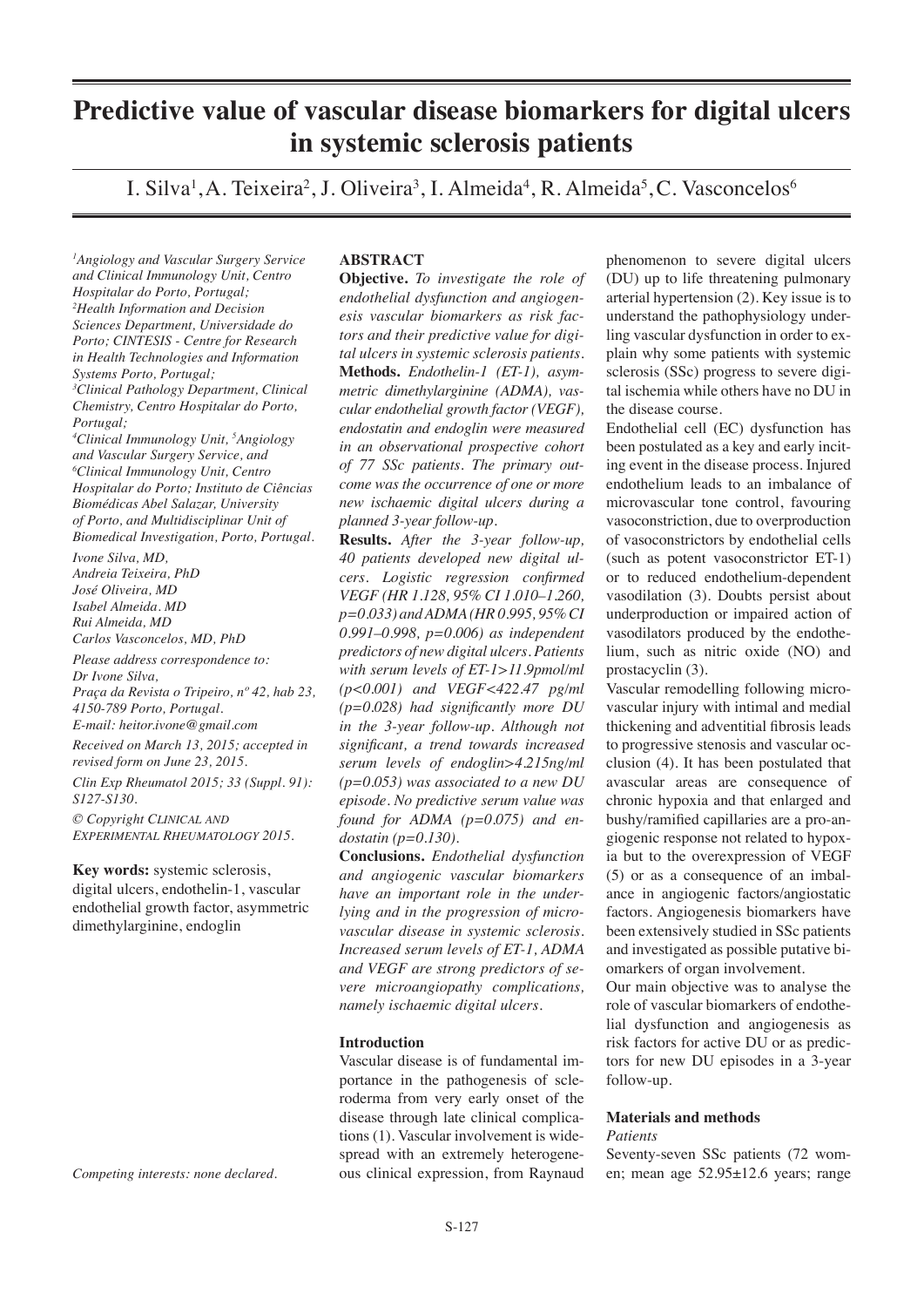# Predictive value of vascular disease biomarkers for digital ulcers in systemic sclerosis patients

I. Silva[1], A. Teixeira[2], J. Oliveira[3], I. Almeida[4], R. Almeida[5], C. Vasconcelos[6]

*[1]Angiology and Vascular Surgery Service and Clinical Immunology Unit, Centro Hospitalar do Porto, Portugal;*
*[2]Health Information and Decision Sciences Department, Universidade do Porto; CINTESIS - Centre for Research in Health Technologies and Information Systems Porto, Portugal;*
*[3]Clinical Pathology Department, Clinical Chemistry, Centro Hospitalar do Porto, Portugal;*
*[4]Clinical Immunology Unit, [5]Angiology and Vascular Surgery Service, and [6]Clinical Immunology Unit, Centro Hospitalar do Porto; Instituto de Ciências Biomédicas Abel Salazar, University of Porto, and Multidisciplinar Unit of Biomedical Investigation, Porto, Portugal.*

*Ivone Silva, MD,*
*Andreia Teixeira, PhD*
*José Oliveira, MD*
*Isabel Almeida. MD*
*Rui Almeida, MD*
*Carlos Vasconcelos, MD, PhD*

*Please address correspondence to: Dr Ivone Silva, Praça da Revista o Tripeiro, nº 42, hab 23, 4150-789 Porto, Portugal.*
*E-mail: heitor.ivone@gmail.com*

*Received on March 13, 2015; accepted in revised form on June 23, 2015.*

*Clin Exp Rheumatol 2015; 33 (Suppl. 91): S127-S130.*

*© Copyright Clinical and Experimental Rheumatology 2015.*

**Key words:** systemic sclerosis, digital ulcers, endothelin-1, vascular endothelial growth factor, asymmetric dimethylarginine, endoglin

*Competing interests: none declared.*

## ABSTRACT

**Objective.** *To investigate the role of endothelial dysfunction and angiogenesis vascular biomarkers as risk factors and their predictive value for digital ulcers in systemic sclerosis patients.*

**Methods.** *Endothelin-1 (ET-1), asymmetric dimethylarginine (ADMA), vascular endothelial growth factor (VEGF), endostatin and endoglin were measured in an observational prospective cohort of 77 SSc patients. The primary outcome was the occurrence of one or more new ischaemic digital ulcers during a planned 3-year follow-up.*

**Results.** *After the 3-year follow-up, 40 patients developed new digital ulcers. Logistic regression confirmed VEGF (HR 1.128, 95% CI 1.010–1.260, $p=0.033$) and ADMA (HR 0.995, 95% CI 0.991–0.998, $p=0.006$) as independent predictors of new digital ulcers. Patients with serum levels of ET-1>11.9pmol/ml ($p<0.001$) and VEGF<422.47 pg/ml ($p=0.028$) had significantly more DU in the 3-year follow-up. Although not significant, a trend towards increased serum levels of endoglin>4.215ng/ml ($p=0.053$) was associated to a new DU episode. No predictive serum value was found for ADMA ($p=0.075$) and endostatin ($p=0.130$).*

**Conclusions.** *Endothelial dysfunction and angiogenic vascular biomarkers have an important role in the underlying and in the progression of microvascular disease in systemic sclerosis. Increased serum levels of ET-1, ADMA and VEGF are strong predictors of severe microangiopathy complications, namely ischaemic digital ulcers.*

## Introduction

Vascular disease is of fundamental importance in the pathogenesis of scleroderma from very early onset of the disease through late clinical complications (1). Vascular involvement is widespread with an extremely heterogeneous clinical expression, from Raynaud phenomenon to severe digital ulcers (DU) up to life threatening pulmonary arterial hypertension (2). Key issue is to understand the pathophysiology underling vascular dysfunction in order to explain why some patients with systemic sclerosis (SSc) progress to severe digital ischemia while others have no DU in the disease course.

Endothelial cell (EC) dysfunction has been postulated as a key and early inciting event in the disease process. Injured endothelium leads to an imbalance of microvascular tone control, favouring vasoconstriction, due to overproduction of vasoconstrictors by endothelial cells (such as potent vasoconstrictor ET-1) or to reduced endothelium-dependent vasodilation (3). Doubts persist about underproduction or impaired action of vasodilators produced by the endothelium, such as nitric oxide (NO) and prostacyclin (3).

Vascular remodelling following microvascular injury with intimal and medial thickening and adventitial fibrosis leads to progressive stenosis and vascular occlusion (4). It has been postulated that avascular areas are consequence of chronic hypoxia and that enlarged and bushy/ramified capillaries are a pro-angiogenic response not related to hypoxia but to the overexpression of VEGF (5) or as a consequence of an imbalance in angiogenic factors/angiostatic factors. Angiogenesis biomarkers have been extensively studied in SSc patients and investigated as possible putative biomarkers of organ involvement.

Our main objective was to analyse the role of vascular biomarkers of endothelial dysfunction and angiogenesis as risk factors for active DU or as predictors for new DU episodes in a 3-year follow-up.

## Materials and methods

### Patients

Seventy-seven SSc patients (72 women; mean age 52.95±12.6 years; range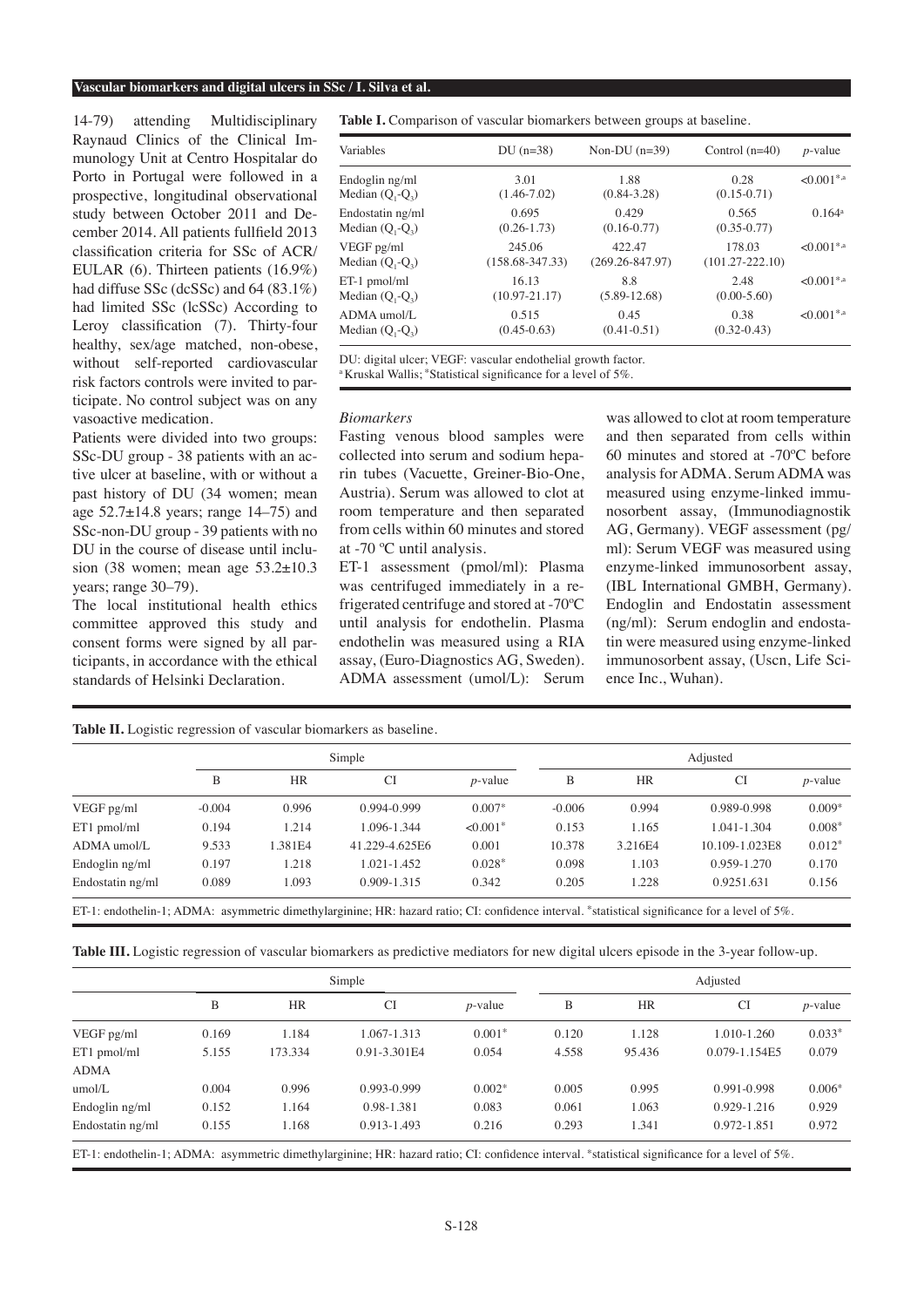14-79) attending Multidisciplinary Raynaud Clinics of the Clinical Immunology Unit at Centro Hospitalar do Porto in Portugal were followed in a prospective, longitudinal observational study between October 2011 and December 2014. All patients fullfield 2013 classification criteria for SSc of ACR/EULAR (6). Thirteen patients (16.9%) had diffuse SSc (dcSSc) and 64 (83.1%) had limited SSc (lcSSc) According to Leroy classification (7). Thirty-four healthy, sex/age matched, non-obese, without self-reported cardiovascular risk factors controls were invited to participate. No control subject was on any vasoactive medication.

Patients were divided into two groups: SSc-DU group - 38 patients with an active ulcer at baseline, with or without a past history of DU (34 women; mean age 52.7±14.8 years; range 14–75) and SSc-non-DU group - 39 patients with no DU in the course of disease until inclusion (38 women; mean age 53.2±10.3 years; range 30–79).

The local institutional health ethics committee approved this study and consent forms were signed by all participants, in accordance with the ethical standards of Helsinki Declaration.

**Table I.** Comparison of vascular biomarkers between groups at baseline.

| Variables | DU (n=38) | Non-DU (n=39) | Control (n=40) | *p*-value |
|---|---|---|---|---|
| Endoglin ng/ml Median ($Q_1$-$Q_3$) | 3.01 (1.46-7.02) | 1.88 (0.84-3.28) | 0.28 (0.15-0.71) | <0.001*,a |
| Endostatin ng/ml Median ($Q_1$-$Q_3$) | 0.695 (0.26-1.73) | 0.429 (0.16-0.77) | 0.565 (0.35-0.77) | 0.164a |
| VEGF pg/ml Median ($Q_1$-$Q_3$) | 245.06 (158.68-347.33) | 422.47 (269.26-847.97) | 178.03 (101.27-222.10) | <0.001*,a |
| ET-1 pmol/ml Median ($Q_1$-$Q_3$) | 16.13 (10.97-21.17) | 8.8 (5.89-12.68) | 2.48 (0.00-5.60) | <0.001*,a |
| ADMA umol/L Median ($Q_1$-$Q_3$) | 0.515 (0.45-0.63) | 0.45 (0.41-0.51) | 0.38 (0.32-0.43) | <0.001*,a |

DU: digital ulcer; VEGF: vascular endothelial growth factor.
[a] Kruskal Wallis; *Statistical significance for a level of 5%.

### Biomarkers

Fasting venous blood samples were collected into serum and sodium heparin tubes (Vacuette, Greiner-Bio-One, Austria). Serum was allowed to clot at room temperature and then separated from cells within 60 minutes and stored at -70 ºC until analysis.

ET-1 assessment (pmol/ml): Plasma was centrifuged immediately in a refrigerated centrifuge and stored at -70ºC until analysis for endothelin. Plasma endothelin was measured using a RIA assay, (Euro-Diagnostics AG, Sweden). ADMA assessment (umol/L): Serum was allowed to clot at room temperature and then separated from cells within 60 minutes and stored at -70ºC before analysis for ADMA. Serum ADMA was measured using enzyme-linked immunosorbent assay, (Immunodiagnostik AG, Germany). VEGF assessment (pg/ml): Serum VEGF was measured using enzyme-linked immunosorbent assay, (IBL International GMBH, Germany). Endoglin and Endostatin assessment (ng/ml): Serum endoglin and endostatin were measured using enzyme-linked immunosorbent assay, (Uscn, Life Science Inc., Wuhan).

**Table II.** Logistic regression of vascular biomarkers as baseline.

| | Simple | | | | Adjusted | | | |
|---|---|---|---|---|---|---|---|---|
| | B | HR | CI | *p*-value | B | HR | CI | *p*-value |
| VEGF pg/ml | -0.004 | 0.996 | 0.994-0.999 | 0.007* | -0.006 | 0.994 | 0.989-0.998 | 0.009* |
| ET1 pmol/ml | 0.194 | 1.214 | 1.096-1.344 | <0.001* | 0.153 | 1.165 | 1.041-1.304 | 0.008* |
| ADMA umol/L | 9.533 | 1.381E4 | 41.229-4.625E6 | 0.001 | 10.378 | 3.216E4 | 10.109-1.023E8 | 0.012* |
| Endoglin ng/ml | 0.197 | 1.218 | 1.021-1.452 | 0.028* | 0.098 | 1.103 | 0.959-1.270 | 0.170 |
| Endostatin ng/ml | 0.089 | 1.093 | 0.909-1.315 | 0.342 | 0.205 | 1.228 | 0.9251.631 | 0.156 |

ET-1: endothelin-1; ADMA: asymmetric dimethylarginine; HR: hazard ratio; CI: confidence interval. *statistical significance for a level of 5%.

**Table III.** Logistic regression of vascular biomarkers as predictive mediators for new digital ulcers episode in the 3-year follow-up.

| | Simple | | | | Adjusted | | | |
|---|---|---|---|---|---|---|---|---|
| | B | HR | CI | *p*-value | B | HR | CI | *p*-value |
| VEGF pg/ml | 0.169 | 1.184 | 1.067-1.313 | 0.001* | 0.120 | 1.128 | 1.010-1.260 | 0.033* |
| ET1 pmol/ml | 5.155 | 173.334 | 0.91-3.301E4 | 0.054 | 4.558 | 95.436 | 0.079-1.154E5 | 0.079 |
| ADMA umol/L | 0.004 | 0.996 | 0.993-0.999 | 0.002* | 0.005 | 0.995 | 0.991-0.998 | 0.006* |
| Endoglin ng/ml | 0.152 | 1.164 | 0.98-1.381 | 0.083 | 0.061 | 1.063 | 0.929-1.216 | 0.929 |
| Endostatin ng/ml | 0.155 | 1.168 | 0.913-1.493 | 0.216 | 0.293 | 1.341 | 0.972-1.851 | 0.972 |

ET-1: endothelin-1; ADMA: asymmetric dimethylarginine; HR: hazard ratio; CI: confidence interval. *statistical significance for a level of 5%.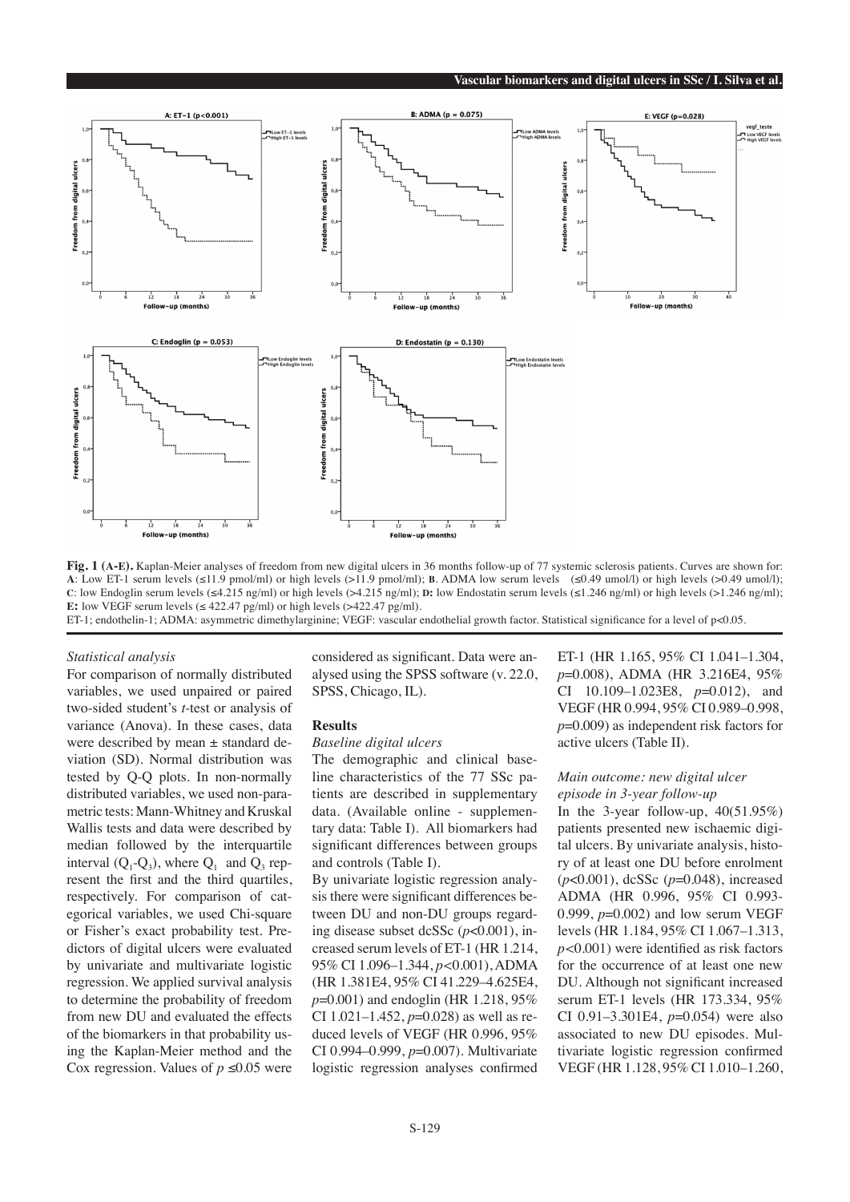**Fig. 1 (A-E).** Kaplan-Meier analyses of freedom from new digital ulcers in 36 months follow-up of 77 systemic sclerosis patients. Curves are shown for: **A**: Low ET-1 serum levels (≤11.9 pmol/ml) or high levels (>11.9 pmol/ml); **B**. ADMA low serum levels (≤0.49 umol/l) or high levels (>0.49 umol/l); **C**: low Endoglin serum levels (≤4.215 ng/ml) or high levels (>4.215 ng/ml); **D:** low Endostatin serum levels (≤1.246 ng/ml) or high levels (>1.246 ng/ml); **E:** low VEGF serum levels (≤ 422.47 pg/ml) or high levels (>422.47 pg/ml).
ET-1; endothelin-1; ADMA: asymmetric dimethylarginine; VEGF: vascular endothelial growth factor. Statistical significance for a level of p<0.05.

*Statistical analysis*

For comparison of normally distributed variables, we used unpaired or paired two-sided student's *t*-test or analysis of variance (Anova). In these cases, data were described by mean ± standard deviation (SD). Normal distribution was tested by Q-Q plots. In non-normally distributed variables, we used non-parametric tests: Mann-Whitney and Kruskal Wallis tests and data were described by median followed by the interquartile interval ($Q_1$-$Q_3$), where $Q_1$ and $Q_3$ represent the first and the third quartiles, respectively. For comparison of categorical variables, we used Chi-square or Fisher's exact probability test. Predictors of digital ulcers were evaluated by univariate and multivariate logistic regression. We applied survival analysis to determine the probability of freedom from new DU and evaluated the effects of the biomarkers in that probability using the Kaplan-Meier method and the Cox regression. Values of $p \leq 0.05$ were considered as significant. Data were analysed using the SPSS software (v. 22.0, SPSS, Chicago, IL).

## Results

*Baseline digital ulcers*

The demographic and clinical baseline characteristics of the 77 SSc patients are described in supplementary data. (Available online - supplementary data: Table I). All biomarkers had significant differences between groups and controls (Table I).

By univariate logistic regression analysis there were significant differences between DU and non-DU groups regarding disease subset dcSSc ($p$<0.001), increased serum levels of ET-1 (HR 1.214, 95% CI 1.096–1.344, $p$<0.001), ADMA (HR 1.381E4, 95% CI 41.229–4.625E4, $p$=0.001) and endoglin (HR 1.218, 95% CI 1.021–1.452, $p$=0.028) as well as reduced levels of VEGF (HR 0.996, 95% CI 0.994–0.999, $p$=0.007). Multivariate logistic regression analyses confirmed ET-1 (HR 1.165, 95% CI 1.041–1.304, $p$=0.008), ADMA (HR 3.216E4, 95% CI 10.109–1.023E8, $p$=0.012), and VEGF (HR 0.994, 95% CI 0.989–0.998, $p$=0.009) as independent risk factors for active ulcers (Table II).

*Main outcome: new digital ulcer episode in 3-year follow-up*

In the 3-year follow-up, 40(51.95%) patients presented new ischaemic digital ulcers. By univariate analysis, history of at least one DU before enrolment ($p$<0.001), dcSSc ($p$=0.048), increased ADMA (HR 0.996, 95% CI 0.993-0.999, $p$=0.002) and low serum VEGF levels (HR 1.184, 95% CI 1.067–1.313, $p$<0.001) were identified as risk factors for the occurrence of at least one new DU. Although not significant increased serum ET-1 levels (HR 173.334, 95% CI 0.91–3.301E4, $p$=0.054) were also associated to new DU episodes. Multivariate logistic regression confirmed VEGF (HR 1.128, 95% CI 1.010–1.260,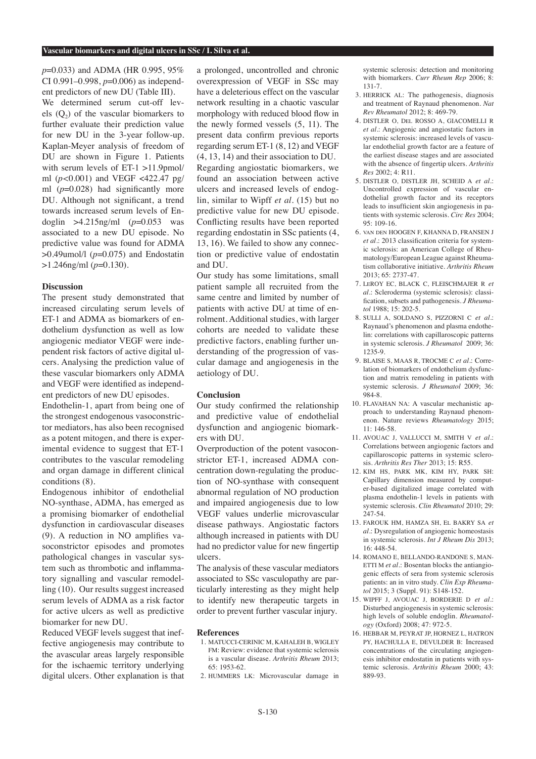$p$=0.033) and ADMA (HR 0.995, 95% CI 0.991–0.998, $p$=0.006) as independent predictors of new DU (Table III).

We determined serum cut-off levels ($Q_2$) of the vascular biomarkers to further evaluate their prediction value for new DU in the 3-year follow-up. Kaplan-Meyer analysis of freedom of DU are shown in Figure 1. Patients with serum levels of ET-1 >11.9pmol/ml ($p$<0.001) and VEGF <422.47 pg/ml ($p$=0.028) had significantly more DU. Although not significant, a trend towards increased serum levels of Endoglin >4.215ng/ml ($p$=0.053 was associated to a new DU episode. No predictive value was found for ADMA >0.49umol/l ($p$=0.075) and Endostatin >1.246ng/ml ($p$=0.130).

## Discussion

The present study demonstrated that increased circulating serum levels of ET-1 and ADMA as biomarkers of endothelium dysfunction as well as low angiogenic mediator VEGF were independent risk factors of active digital ulcers. Analysing the prediction value of these vascular biomarkers only ADMA and VEGF were identified as independent predictors of new DU episodes.

Endothelin-1, apart from being one of the strongest endogenous vasoconstrictor mediators, has also been recognised as a potent mitogen, and there is experimental evidence to suggest that ET-1 contributes to the vascular remodeling and organ damage in different clinical conditions (8).

Endogenous inhibitor of endothelial NO-synthase, ADMA, has emerged as a promising biomarker of endothelial dysfunction in cardiovascular diseases (9). A reduction in NO amplifies vasoconstrictor episodes and promotes pathological changes in vascular system such as thrombotic and inflammatory signalling and vascular remodelling (10). Our results suggest increased serum levels of ADMA as a risk factor for active ulcers as well as predictive biomarker for new DU.

Reduced VEGF levels suggest that ineffective angiogenesis may contribute to the avascular areas largely responsible for the ischaemic territory underlying digital ulcers. Other explanation is that a prolonged, uncontrolled and chronic overexpression of VEGF in SSc may have a deleterious effect on the vascular network resulting in a chaotic vascular morphology with reduced blood flow in the newly formed vessels (5, 11). The present data confirm previous reports regarding serum ET-1 (8, 12) and VEGF (4, 13, 14) and their association to DU.

Regarding angiostatic biomarkers, we found an association between active ulcers and increased levels of endoglin, similar to Wipff *et al.* (15) but no predictive value for new DU episode. Conflicting results have been reported regarding endostatin in SSc patients (4, 13, 16). We failed to show any connection or predictive value of endostatin and DU.

Our study has some limitations, small patient sample all recruited from the same centre and limited by number of patients with active DU at time of enrolment. Additional studies, with larger cohorts are needed to validate these predictive factors, enabling further understanding of the progression of vascular damage and angiogenesis in the aetiology of DU.

## Conclusion

Our study confirmed the relationship and predictive value of endothelial dysfunction and angiogenic biomarkers with DU.

Overproduction of the potent vasoconstrictor ET-1, increased ADMA concentration down-regulating the production of NO-synthase with consequent abnormal regulation of NO production and impaired angiogenesis due to low VEGF values underlie microvascular disease pathways. Angiostatic factors although increased in patients with DU had no predictor value for new fingertip ulcers.

The analysis of these vascular mediators associated to SSc vasculopathy are particularly interesting as they might help to identify new therapeutic targets in order to prevent further vascular injury.

## References

1. MATUCCI-CERINIC M, KAHALEH B, WIGLEY FM: Review: evidence that systemic sclerosis is a vascular disease. *Arthritis Rheum* 2013; 65: 1953-62.
2. HUMMERS LK: Microvascular damage in systemic sclerosis: detection and monitoring with biomarkers. *Curr Rheum Rep* 2006; 8: 131-7.
3. HERRICK AL: The pathogenesis, diagnosis and treatment of Raynaud phenomenon. *Nat Rev Rheumatol* 2012; 8: 469-79.
4. DISTLER O, DEL ROSSO A, GIACOMELLI R *et al.*: Angiogenic and angiostatic factors in systemic sclerosis: increased levels of vascular endothelial growth factor are a feature of the earliest disease stages and are associated with the absence of fingertip ulcers. *Arthritis Res* 2002; 4: R11.
5. DISTLER O, DISTLER JH, SCHEID A *et al.*: Uncontrolled expression of vascular endothelial growth factor and its receptors leads to insufficient skin angiogenesis in patients with systemic sclerosis. *Circ Res* 2004; 95: 109-16.
6. VAN DEN HOOGEN F, KHANNA D, FRANSEN J *et al.*: 2013 classification criteria for systemic sclerosis: an American College of Rheumatology/European League against Rheumatism collaborative initiative. *Arthritis Rheum* 2013; 65: 2737-47.
7. LEROY EC, BLACK C, FLEISCHMAJER R *et al.*: Scleroderma (systemic sclerosis): classification, subsets and pathogenesis. *J Rheumatol* 1988; 15: 202-5.
8. SULLI A, SOLDANO S, PIZZORNI C *et al.*: Raynaud's phenomenon and plasma endothelin: correlations with capillaroscopic patterns in systemic sclerosis. *J Rheumatol* 2009; 36: 1235-9.
9. BLAISE S, MAAS R, TROCME C *et al.*: Correlation of biomarkers of endothelium dysfunction and matrix remodeling in patients with systemic sclerosis. *J Rheumatol* 2009; 36: 984-8.
10. FLAVAHAN NA: A vascular mechanistic approach to understanding Raynaud phenomenon. Nature reviews *Rheumatology* 2015; 11: 146-58.
11. AVOUAC J, VALLUCCI M, SMITH V *et al.*: Correlations between angiogenic factors and capillaroscopic patterns in systemic sclerosis. *Arthritis Res Ther* 2013; 15: R55.
12. KIM HS, PARK MK, KIM HY, PARK SH: Capillary dimension measured by computer-based digitalized image correlated with plasma endothelin-1 levels in patients with systemic sclerosis. *Clin Rheumatol* 2010; 29: 247-54.
13. FAROUK HM, HAMZA SH, EL BAKRY SA *et al.*: Dysregulation of angiogenic homeostasis in systemic sclerosis. *Int J Rheum Dis* 2013; 16: 448-54.
14. ROMANO E, BELLANDO-RANDONE S, MANETTI M *et al.*: Bosentan blocks the antiangiogenic effects of sera from systemic sclerosis patients: an in vitro study. *Clin Exp Rheumatol* 2015; 3 (Suppl. 91): S148-152.
15. WIPFF J, AVOUAC J, BORDERIE D *et al.*: Disturbed angiogenesis in systemic sclerosis: high levels of soluble endoglin. *Rheumatology* (Oxford) 2008; 47: 972-5.
16. HEBBAR M, PEYRAT JP, HORNEZ L, HATRON PY, HACHULLA E, DEVULDER B: Increased concentrations of the circulating angiogenesis inhibitor endostatin in patients with systemic sclerosis. *Arthritis Rheum* 2000; 43: 889-93.